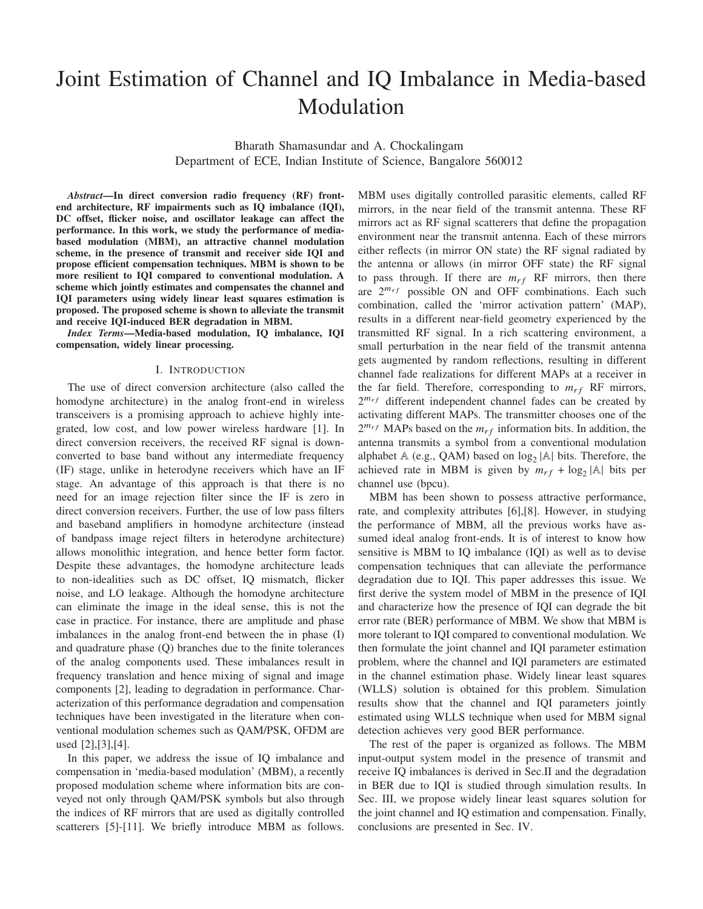# Joint Estimation of Channel and IQ Imbalance in Media-based Modulation

Bharath Shamasundar and A. Chockalingam
Department of ECE, Indian Institute of Science, Bangalore 560012

***Abstract*—In direct conversion radio frequency (RF) front-end architecture, RF impairments such as IQ imbalance (IQI), DC offset, flicker noise, and oscillator leakage can affect the performance. In this work, we study the performance of media-based modulation (MBM), an attractive channel modulation scheme, in the presence of transmit and receiver side IQI and propose efficient compensation techniques. MBM is shown to be more resilient to IQI compared to conventional modulation. A scheme which jointly estimates and compensates the channel and IQI parameters using widely linear least squares estimation is proposed. The proposed scheme is shown to alleviate the transmit and receive IQI-induced BER degradation in MBM.**

***Index Terms*—Media-based modulation, IQ imbalance, IQI compensation, widely linear processing.**

## I. Introduction

The use of direct conversion architecture (also called the homodyne architecture) in the analog front-end in wireless transceivers is a promising approach to achieve highly integrated, low cost, and low power wireless hardware [1]. In direct conversion receivers, the received RF signal is down-converted to base band without any intermediate frequency (IF) stage, unlike in heterodyne receivers which have an IF stage. An advantage of this approach is that there is no need for an image rejection filter since the IF is zero in direct conversion receivers. Further, the use of low pass filters and baseband amplifiers in homodyne architecture (instead of bandpass image reject filters in heterodyne architecture) allows monolithic integration, and hence better form factor. Despite these advantages, the homodyne architecture leads to non-idealities such as DC offset, IQ mismatch, flicker noise, and LO leakage. Although the homodyne architecture can eliminate the image in the ideal sense, this is not the case in practice. For instance, there are amplitude and phase imbalances in the analog front-end between the in phase (I) and quadrature phase (Q) branches due to the finite tolerances of the analog components used. These imbalances result in frequency translation and hence mixing of signal and image components [2], leading to degradation in performance. Characterization of this performance degradation and compensation techniques have been investigated in the literature when conventional modulation schemes such as QAM/PSK, OFDM are used [2],[3],[4].

In this paper, we address the issue of IQ imbalance and compensation in 'media-based modulation' (MBM), a recently proposed modulation scheme where information bits are conveyed not only through QAM/PSK symbols but also through the indices of RF mirrors that are used as digitally controlled scatterers [5]-[11]. We briefly introduce MBM as follows. MBM uses digitally controlled parasitic elements, called RF mirrors, in the near field of the transmit antenna. These RF mirrors act as RF signal scatterers that define the propagation environment near the transmit antenna. Each of these mirrors either reflects (in mirror ON state) the RF signal radiated by the antenna or allows (in mirror OFF state) the RF signal to pass through. If there are $m_{rf}$ RF mirrors, then there are $2^{m_{rf}}$ possible ON and OFF combinations. Each such combination, called the 'mirror activation pattern' (MAP), results in a different near-field geometry experienced by the transmitted RF signal. In a rich scattering environment, a small perturbation in the near field of the transmit antenna gets augmented by random reflections, resulting in different channel fade realizations for different MAPs at a receiver in the far field. Therefore, corresponding to $m_{rf}$ RF mirrors, $2^{m_{rf}}$ different independent channel fades can be created by activating different MAPs. The transmitter chooses one of the $2^{m_{rf}}$ MAPs based on the $m_{rf}$ information bits. In addition, the antenna transmits a symbol from a conventional modulation alphabet $\mathbb{A}$ (e.g., QAM) based on $\log_2 |\mathbb{A}|$ bits. Therefore, the achieved rate in MBM is given by $m_{rf} + \log_2 |\mathbb{A}|$ bits per channel use (bpcu).

MBM has been shown to possess attractive performance, rate, and complexity attributes [6],[8]. However, in studying the performance of MBM, all the previous works have assumed ideal analog front-ends. It is of interest to know how sensitive is MBM to IQ imbalance (IQI) as well as to devise compensation techniques that can alleviate the performance degradation due to IQI. This paper addresses this issue. We first derive the system model of MBM in the presence of IQI and characterize how the presence of IQI can degrade the bit error rate (BER) performance of MBM. We show that MBM is more tolerant to IQI compared to conventional modulation. We then formulate the joint channel and IQI parameter estimation problem, where the channel and IQI parameters are estimated in the channel estimation phase. Widely linear least squares (WLLS) solution is obtained for this problem. Simulation results show that the channel and IQI parameters jointly estimated using WLLS technique when used for MBM signal detection achieves very good BER performance.

The rest of the paper is organized as follows. The MBM input-output system model in the presence of transmit and receive IQ imbalances is derived in Sec.II and the degradation in BER due to IQI is studied through simulation results. In Sec. III, we propose widely linear least squares solution for the joint channel and IQ estimation and compensation. Finally, conclusions are presented in Sec. IV.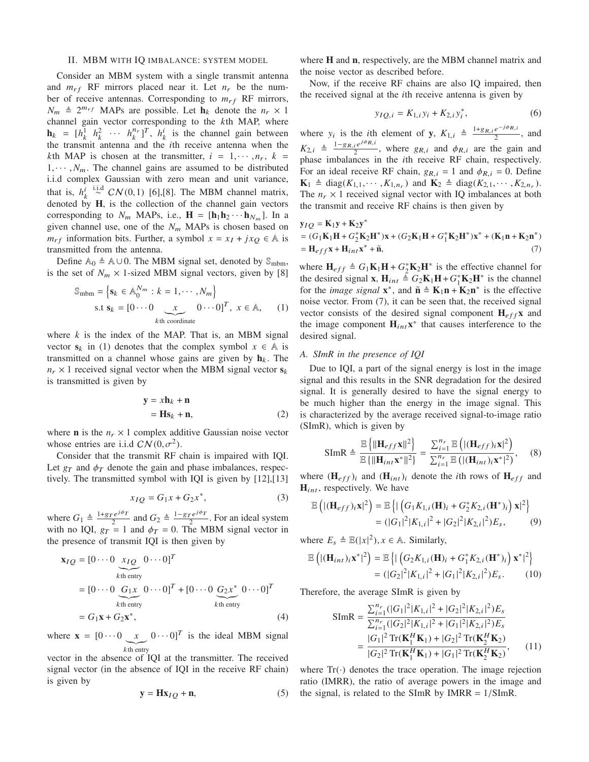## II. MBM WITH IQ IMBALANCE: SYSTEM MODEL

Consider an MBM system with a single transmit antenna and $m_{rf}$ RF mirrors placed near it. Let $n_r$ be the number of receive antennas. Corresponding to $m_{rf}$ RF mirrors, $N_m \triangleq 2^{m_{rf}}$ MAPs are possible. Let $\mathbf{h}_k$ denote the $n_r \times 1$ channel gain vector corresponding to the $k$th MAP, where $\mathbf{h}_k = [h_k^1 \ h_k^2 \ \cdots \ h_k^{n_r}]^T$, $h_k^i$ is the channel gain between the transmit antenna and the $i$th receive antenna when the $k$th MAP is chosen at the transmitter, $i = 1, \cdots, n_r$, $k = 1, \cdots, N_m$. The channel gains are assumed to be distributed i.i.d complex Gaussian with zero mean and unit variance, that is, $h_k^i \overset{\text{i.i.d}}{\sim} \mathcal{CN}(0,1)$ [6],[8]. The MBM channel matrix, denoted by $\mathbf{H}$, is the collection of the channel gain vectors corresponding to $N_m$ MAPs, i.e., $\mathbf{H} = [\mathbf{h}_1 \mathbf{h}_2 \cdots \mathbf{h}_{N_m}]$. In a given channel use, one of the $N_m$ MAPs is chosen based on $m_{rf}$ information bits. Further, a symbol $x = x_I + jx_Q \in \mathbb{A}$ is transmitted from the antenna.

Define $\mathbb{A}_0 \triangleq \mathbb{A} \cup 0$. The MBM signal set, denoted by $\mathbb{S}_{\text{mbm}}$, is the set of $N_m \times 1$-sized MBM signal vectors, given by [8]

$$\mathbb{S}_{\text{mbm}} = \left\{ \mathbf{s}_k \in \mathbb{A}_0^{N_m} : k = 1, \cdots, N_m \right\}$$
$$\text{s.t } \mathbf{s}_k = [0 \cdots 0 \underbrace{x}_{k\text{th coordinate}} 0 \cdots 0]^T, \ x \in \mathbb{A}, \quad (1)$$

where $k$ is the index of the MAP. That is, an MBM signal vector $\mathbf{s}_k$ in (1) denotes that the complex symbol $x \in \mathbb{A}$ is transmitted on a channel whose gains are given by $\mathbf{h}_k$. The $n_r \times 1$ received signal vector when the MBM signal vector $\mathbf{s}_k$ is transmitted is given by

$$\begin{aligned} \mathbf{y} &= x\mathbf{h}_k + \mathbf{n} \\ &= \mathbf{H}\mathbf{s}_k + \mathbf{n}, \end{aligned} \quad (2)$$

where $\mathbf{n}$ is the $n_r \times 1$ complex additive Gaussian noise vector whose entries are i.i.d $\mathcal{CN}(0, \sigma^2)$.

Consider that the transmit RF chain is impaired with IQI. Let $g_T$ and $\phi_T$ denote the gain and phase imbalances, respectively. The transmitted symbol with IQI is given by [12],[13]

$$x_{IQ} = G_1 x + G_2 x^*, \quad (3)$$

where $G_1 \triangleq \frac{1+g_T e^{j\phi_T}}{2}$ and $G_2 \triangleq \frac{1-g_T e^{j\phi_T}}{2}$. For an ideal system with no IQI, $g_T = 1$ and $\phi_T = 0$. The MBM signal vector in the presence of transmit IQI is then given by

$$\begin{aligned} \mathbf{x}_{IQ} &= [0 \cdots 0 \underbrace{x_{IQ}}_{k\text{th entry}} 0 \cdots 0]^T \\ &= [0 \cdots 0 \underbrace{G_1 x}_{k\text{th entry}} 0 \cdots 0]^T + [0 \cdots 0 \underbrace{G_2 x^*}_{k\text{th entry}} 0 \cdots 0]^T \\ &= G_1 \mathbf{x} + G_2 \mathbf{x}^*, \end{aligned} \quad (4)$$

where $\mathbf{x} = [0 \cdots 0 \underbrace{x}_{k\text{th entry}} 0 \cdots 0]^T$ is the ideal MBM signal vector in the absence of IQI at the transmitter. The received signal vector (in the absence of IQI in the receive RF chain) is given by

$$\mathbf{y} = \mathbf{H}\mathbf{x}_{IQ} + \mathbf{n}, \quad (5)$$

where $\mathbf{H}$ and $\mathbf{n}$, respectively, are the MBM channel matrix and the noise vector as described before.

Now, if the receive RF chains are also IQ impaired, then the received signal at the $i$th receive antenna is given by

$$y_{IQ,i} = K_{1,i} y_i + K_{2,i} y_i^*, \quad (6)$$

where $y_i$ is the $i$th element of $\mathbf{y}$, $K_{1,i} \triangleq \frac{1+g_{R,i}e^{-j\phi_{R,i}}}{2}$, and $K_{2,i} \triangleq \frac{1-g_{R,i}e^{j\phi_{R,i}}}{2}$, where $g_{R,i}$ and $\phi_{R,i}$ are the gain and phase imbalances in the $i$th receive RF chain, respectively. For an ideal receive RF chain, $g_{R,i} = 1$ and $\phi_{R,i} = 0$. Define $\mathbf{K}_1 \triangleq \text{diag}(K_{1,1}, \cdots, K_{1,n_r})$ and $\mathbf{K}_2 \triangleq \text{diag}(K_{2,1}, \cdots, K_{2,n_r})$. The $n_r \times 1$ received signal vector with IQ imbalances at both the transmit and receive RF chains is then given by

$$\begin{aligned} \mathbf{y}_{IQ} &= \mathbf{K}_1 \mathbf{y} + \mathbf{K}_2 \mathbf{y}^* \\ &= (G_1 \mathbf{K}_1 \mathbf{H} + G_2^* \mathbf{K}_2 \mathbf{H}^*)\mathbf{x} + (G_2 \mathbf{K}_1 \mathbf{H} + G_1^* \mathbf{K}_2 \mathbf{H}^*)\mathbf{x}^* + (\mathbf{K}_1 \mathbf{n} + \mathbf{K}_2 \mathbf{n}^*) \\ &= \mathbf{H}_{eff}\mathbf{x} + \mathbf{H}_{int}\mathbf{x}^* + \tilde{\mathbf{n}}, \end{aligned} \quad (7)$$

where $\mathbf{H}_{eff} \triangleq G_1 \mathbf{K}_1 \mathbf{H} + G_2^* \mathbf{K}_2 \mathbf{H}^*$ is the effective channel for the desired signal $\mathbf{x}$, $\mathbf{H}_{int} \triangleq G_2 \mathbf{K}_1 \mathbf{H} + G_1^* \mathbf{K}_2 \mathbf{H}^*$ is the channel for the *image signal* $\mathbf{x}^*$, and $\tilde{\mathbf{n}} \triangleq \mathbf{K}_1 \mathbf{n} + \mathbf{K}_2 \mathbf{n}^*$ is the effective noise vector. From (7), it can be seen that, the received signal vector consists of the desired signal component $\mathbf{H}_{eff}\mathbf{x}$ and the image component $\mathbf{H}_{int}\mathbf{x}^*$ that causes interference to the desired signal.

### A. SImR in the presence of IQI

Due to IQI, a part of the signal energy is lost in the image signal and this results in the SNR degradation for the desired signal. It is generally desired to have the signal energy to be much higher than the energy in the image signal. This is characterized by the average received signal-to-image ratio (SImR), which is given by

$$\text{SImR} \triangleq \frac{\mathbb{E}\left\{\|\mathbf{H}_{eff}\mathbf{x}\|^2\right\}}{\mathbb{E}\left\{\|\mathbf{H}_{int}\mathbf{x}^*\|^2\right\}} = \frac{\sum_{i=1}^{n_r} \mathbb{E}\left(|(\mathbf{H}_{eff})_i \mathbf{x}|^2\right)}{\sum_{i=1}^{n_r} \mathbb{E}\left(|(\mathbf{H}_{int})_i \mathbf{x}^*|^2\right)}, \quad (8)$$

where $(\mathbf{H}_{eff})_i$ and $(\mathbf{H}_{int})_i$ denote the $i$th rows of $\mathbf{H}_{eff}$ and $\mathbf{H}_{int}$, respectively. We have

$$\begin{aligned} \mathbb{E}\left(|(\mathbf{H}_{eff})_i \mathbf{x}|^2\right) &= \mathbb{E}\left\{\left|\left(G_1 K_{1,i}(\mathbf{H})_i + G_2^* K_{2,i}(\mathbf{H}^*)_i\right)\mathbf{x}\right|^2\right\} \\ &= (|G_1|^2|K_{1,i}|^2 + |G_2|^2|K_{2,i}|^2)E_s, \end{aligned} \quad (9)$$

where $E_s \triangleq \mathbb{E}(|x|^2), x \in \mathbb{A}$. Similarly,

$$\begin{aligned} \mathbb{E}\left(|(\mathbf{H}_{int})_i \mathbf{x}^*|^2\right) &= \mathbb{E}\left\{\left|\left(G_2 K_{1,i}(\mathbf{H})_i + G_1^* K_{2,i}(\mathbf{H}^*)_i\right)\mathbf{x}^*\right|^2\right\} \\ &= (|G_2|^2|K_{1,i}|^2 + |G_1|^2|K_{2,i}|^2)E_s. \end{aligned} \quad (10)$$

Therefore, the average SImR is given by

$$\begin{aligned} \text{SImR} &= \frac{\sum_{i=1}^{n_r}(|G_1|^2|K_{1,i}|^2 + |G_2|^2|K_{2,i}|^2)E_s}{\sum_{i=1}^{n_r}(|G_2|^2|K_{1,i}|^2 + |G_1|^2|K_{2,i}|^2)E_s} \\ &= \frac{|G_1|^2 \operatorname{Tr}(\mathbf{K}_1^H \mathbf{K}_1) + |G_2|^2 \operatorname{Tr}(\mathbf{K}_2^H \mathbf{K}_2)}{|G_2|^2 \operatorname{Tr}(\mathbf{K}_1^H \mathbf{K}_1) + |G_1|^2 \operatorname{Tr}(\mathbf{K}_2^H \mathbf{K}_2)}, \end{aligned} \quad (11)$$

where $\operatorname{Tr}(\cdot)$ denotes the trace operation. The image rejection ratio (IMRR), the ratio of average powers in the image and the signal, is related to the SImR by IMRR $= 1/\text{SImR}$.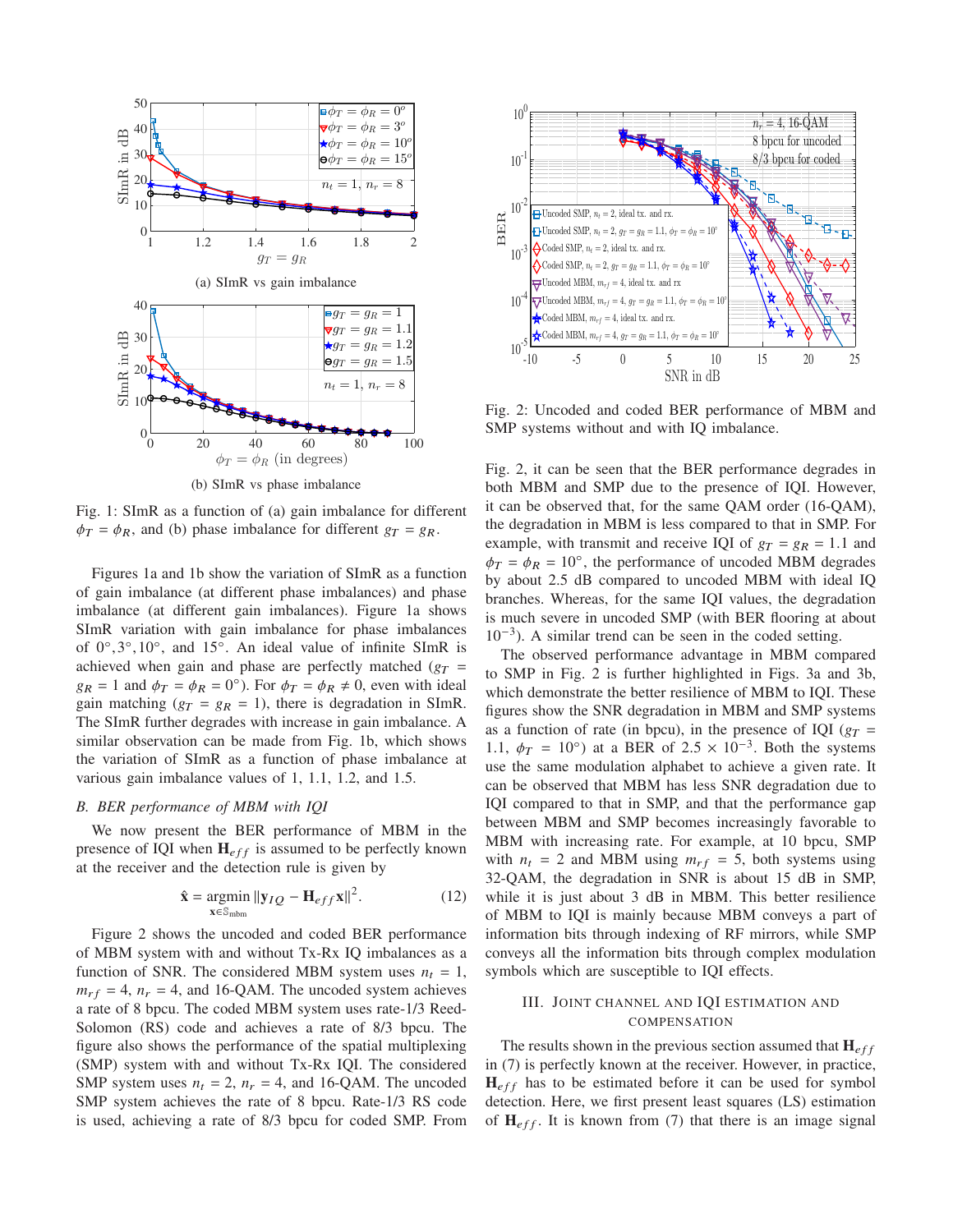(a) SImR vs gain imbalance

(b) SImR vs phase imbalance

Fig. 1: SImR as a function of (a) gain imbalance for different $\phi_T = \phi_R$, and (b) phase imbalance for different $g_T = g_R$.

Figures 1a and 1b show the variation of SImR as a function of gain imbalance (at different phase imbalances) and phase imbalance (at different gain imbalances). Figure 1a shows SImR variation with gain imbalance for phase imbalances of $0°, 3°, 10°$, and $15°$. An ideal value of infinite SImR is achieved when gain and phase are perfectly matched ($g_T = g_R = 1$ and $\phi_T = \phi_R = 0°$). For $\phi_T = \phi_R \neq 0$, even with ideal gain matching ($g_T = g_R = 1$), there is degradation in SImR. The SImR further degrades with increase in gain imbalance. A similar observation can be made from Fig. 1b, which shows the variation of SImR as a function of phase imbalance at various gain imbalance values of 1, 1.1, 1.2, and 1.5.

### B. BER performance of MBM with IQI

We now present the BER performance of MBM in the presence of IQI when $\mathbf{H}_{eff}$ is assumed to be perfectly known at the receiver and the detection rule is given by

$$\hat{\mathbf{x}} = \underset{\mathbf{x} \in \mathbb{S}_{\text{mbm}}}{\operatorname{argmin}} \|\mathbf{y}_{IQ} - \mathbf{H}_{eff}\mathbf{x}\|^2. \tag{12}$$

Figure 2 shows the uncoded and coded BER performance of MBM system with and without Tx-Rx IQ imbalances as a function of SNR. The considered MBM system uses $n_t = 1$, $m_{rf} = 4$, $n_r = 4$, and 16-QAM. The uncoded system achieves a rate of 8 bpcu. The coded MBM system uses rate-1/3 Reed-Solomon (RS) code and achieves a rate of 8/3 bpcu. The figure also shows the performance of the spatial multiplexing (SMP) system with and without Tx-Rx IQI. The considered SMP system uses $n_t = 2$, $n_r = 4$, and 16-QAM. The uncoded SMP system achieves the rate of 8 bpcu. Rate-1/3 RS code is used, achieving a rate of 8/3 bpcu for coded SMP. From Fig. 2, it can be seen that the BER performance degrades in both MBM and SMP due to the presence of IQI. However, it can be observed that, for the same QAM order (16-QAM), the degradation in MBM is less compared to that in SMP. For example, with transmit and receive IQI of $g_T = g_R = 1.1$ and $\phi_T = \phi_R = 10°$, the performance of uncoded MBM degrades by about 2.5 dB compared to uncoded MBM with ideal IQ branches. Whereas, for the same IQI values, the degradation is much severe in uncoded SMP (with BER flooring at about $10^{-3}$). A similar trend can be seen in the coded setting.

Fig. 2: Uncoded and coded BER performance of MBM and SMP systems without and with IQ imbalance.

The observed performance advantage in MBM compared to SMP in Fig. 2 is further highlighted in Figs. 3a and 3b, which demonstrate the better resilience of MBM to IQI. These figures show the SNR degradation in MBM and SMP systems as a function of rate (in bpcu), in the presence of IQI ($g_T = 1.1$, $\phi_T = 10°$) at a BER of $2.5 \times 10^{-3}$. Both the systems use the same modulation alphabet to achieve a given rate. It can be observed that MBM has less SNR degradation due to IQI compared to that in SMP, and that the performance gap between MBM and SMP becomes increasingly favorable to MBM with increasing rate. For example, at 10 bpcu, SMP with $n_t = 2$ and MBM using $m_{rf} = 5$, both systems using 32-QAM, the degradation in SNR is about 15 dB in SMP, while it is just about 3 dB in MBM. This better resilience of MBM to IQI is mainly because MBM conveys a part of information bits through indexing of RF mirrors, while SMP conveys all the information bits through complex modulation symbols which are susceptible to IQI effects.

## III. Joint Channel and IQI Estimation and Compensation

The results shown in the previous section assumed that $\mathbf{H}_{eff}$ in (7) is perfectly known at the receiver. However, in practice, $\mathbf{H}_{eff}$ has to be estimated before it can be used for symbol detection. Here, we first present least squares (LS) estimation of $\mathbf{H}_{eff}$. It is known from (7) that there is an image signal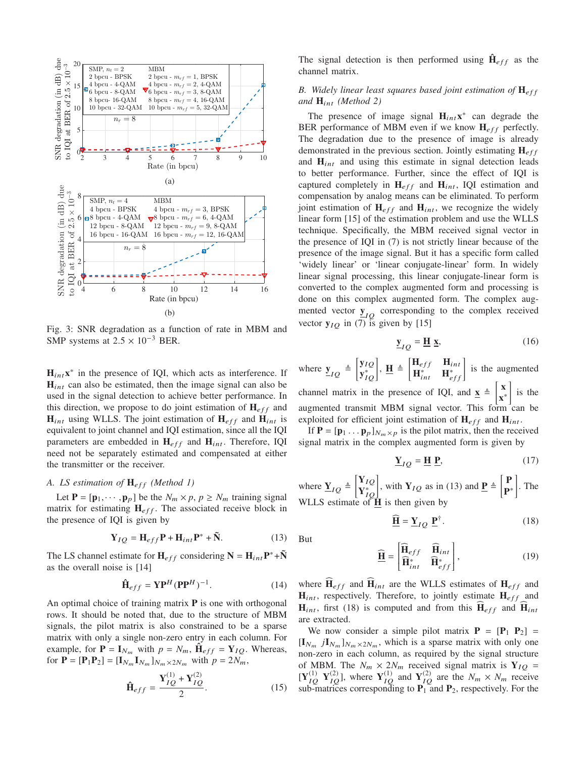Fig. 3: SNR degradation as a function of rate in MBM and SMP systems at $2.5 \times 10^{-3}$ BER.

$\mathbf{H}_{int}\mathbf{x}^*$ in the presence of IQI, which acts as interference. If $\mathbf{H}_{int}$ can also be estimated, then the image signal can also be used in the signal detection to achieve better performance. In this direction, we propose to do joint estimation of $\mathbf{H}_{eff}$ and $\mathbf{H}_{int}$ using WLLS. The joint estimation of $\mathbf{H}_{eff}$ and $\mathbf{H}_{int}$ is equivalent to joint channel and IQI estimation, since all the IQI parameters are embedded in $\mathbf{H}_{eff}$ and $\mathbf{H}_{int}$. Therefore, IQI need not be separately estimated and compensated at either the transmitter or the receiver.

### *A. LS estimation of $\mathbf{H}_{eff}$ (Method 1)*

Let $\mathbf{P} = [\mathbf{p}_1, \cdots, \mathbf{p}_p]$ be the $N_m \times p$, $p \geq N_m$ training signal matrix for estimating $\mathbf{H}_{eff}$. The associated receive block in the presence of IQI is given by

$$\mathbf{Y}_{IQ} = \mathbf{H}_{eff}\mathbf{P} + \mathbf{H}_{int}\mathbf{P}^* + \tilde{\mathbf{N}}. \tag{13}$$

The LS channel estimate for $\mathbf{H}_{eff}$ considering $\mathbf{N} = \mathbf{H}_{int}\mathbf{P}^* + \tilde{\mathbf{N}}$ as the overall noise is [14]

$$\hat{\mathbf{H}}_{eff} = \mathbf{Y}\mathbf{P}^H(\mathbf{P}\mathbf{P}^H)^{-1}. \tag{14}$$

An optimal choice of training matrix $\mathbf{P}$ is one with orthogonal rows. It should be noted that, due to the structure of MBM signals, the pilot matrix is also constrained to be a sparse matrix with only a single non-zero entry in each column. For example, for $\mathbf{P} = \mathbf{I}_{N_m}$ with $p = N_m$, $\hat{\mathbf{H}}_{eff} = \mathbf{Y}_{IQ}$. Whereas, for $\mathbf{P} = [\mathbf{P}_1 \mathbf{P}_2] = [\mathbf{I}_{N_m}\mathbf{I}_{N_m}]_{N_m \times 2N_m}$ with $p = 2N_m$,

$$\hat{\mathbf{H}}_{eff} = \frac{\mathbf{Y}_{IQ}^{(1)} + \mathbf{Y}_{IQ}^{(2)}}{2}. \tag{15}$$

The signal detection is then performed using $\hat{\mathbf{H}}_{eff}$ as the channel matrix.

### *B. Widely linear least squares based joint estimation of $\mathbf{H}_{eff}$ and $\mathbf{H}_{int}$ (Method 2)*

The presence of image signal $\mathbf{H}_{int}\mathbf{x}^*$ can degrade the BER performance of MBM even if we know $\mathbf{H}_{eff}$ perfectly. The degradation due to the presence of image is already demonstrated in the previous section. Jointly estimating $\mathbf{H}_{eff}$ and $\mathbf{H}_{int}$ and using this estimate in signal detection leads to better performance. Further, since the effect of IQI is captured completely in $\mathbf{H}_{eff}$ and $\mathbf{H}_{int}$, IQI estimation and compensation by analog means can be eliminated. To perform joint estimation of $\mathbf{H}_{eff}$ and $\mathbf{H}_{int}$, we recognize the widely linear form [15] of the estimation problem and use the WLLS technique. Specifically, the MBM received signal vector in the presence of IQI in (7) is not strictly linear because of the presence of the image signal. But it has a specific form called 'widely linear' or 'linear conjugate-linear' form. In widely linear signal processing, this linear conjugate-linear form is converted to the complex augmented form and processing is done on this complex augmented form. The complex augmented vector $\underline{\mathbf{y}}_{IQ}$ corresponding to the complex received vector $\mathbf{y}_{IQ}$ in (7) is given by [15]

$$\underline{\mathbf{y}}_{IQ} = \underline{\mathbf{H}}\,\underline{\mathbf{x}}, \tag{16}$$

where $\underline{\mathbf{y}}_{IQ} \triangleq \begin{bmatrix}\mathbf{y}_{IQ}\\ \mathbf{y}_{IQ}^*\end{bmatrix}$, $\underline{\mathbf{H}} \triangleq \begin{bmatrix}\mathbf{H}_{eff} & \mathbf{H}_{int}\\ \mathbf{H}_{int}^* & \mathbf{H}_{eff}^*\end{bmatrix}$ is the augmented channel matrix in the presence of IQI, and $\underline{\mathbf{x}} \triangleq \begin{bmatrix}\mathbf{x}\\ \mathbf{x}^*\end{bmatrix}$ is the augmented transmit MBM signal vector. This form can be exploited for efficient joint estimation of $\mathbf{H}_{eff}$ and $\mathbf{H}_{int}$.

If $\mathbf{P} = [\mathbf{p}_1 \ldots \mathbf{p}_p]_{N_m \times p}$ is the pilot matrix, then the received signal matrix in the complex augmented form is given by

$$\underline{\mathbf{Y}}_{IQ} = \underline{\mathbf{H}}\,\underline{\mathbf{P}}, \tag{17}$$

where $\underline{\mathbf{Y}}_{IQ} \triangleq \begin{bmatrix}\mathbf{Y}_{IQ}\\ \mathbf{Y}_{IQ}^*\end{bmatrix}$, with $\mathbf{Y}_{IQ}$ as in (13) and $\underline{\mathbf{P}} \triangleq \begin{bmatrix}\mathbf{P}\\ \mathbf{P}^*\end{bmatrix}$. The WLLS estimate of $\underline{\mathbf{H}}$ is then given by

$$\widehat{\underline{\mathbf{H}}} = \underline{\mathbf{Y}}_{IQ}\,\underline{\mathbf{P}}^{\dagger}. \tag{18}$$

But

$$\widehat{\underline{\mathbf{H}}} = \begin{bmatrix}\widehat{\mathbf{H}}_{eff} & \widehat{\mathbf{H}}_{int}\\ \widehat{\mathbf{H}}_{int}^* & \widehat{\mathbf{H}}_{eff}^*\end{bmatrix}, \tag{19}$$

where $\widehat{\mathbf{H}}_{eff}$ and $\widehat{\mathbf{H}}_{int}$ are the WLLS estimates of $\mathbf{H}_{eff}$ and $\mathbf{H}_{int}$, respectively. Therefore, to jointly estimate $\mathbf{H}_{eff}$ and $\mathbf{H}_{int}$, first (18) is computed and from this $\widehat{\mathbf{H}}_{eff}$ and $\widehat{\mathbf{H}}_{int}$ are extracted.

We now consider a simple pilot matrix $\mathbf{P} = [\mathbf{P}_1\ \mathbf{P}_2] = [\mathbf{I}_{N_m}\ j\mathbf{I}_{N_m}]_{N_m \times 2N_m}$, which is a sparse matrix with only one non-zero in each column, as required by the signal structure of MBM. The $N_m \times 2N_m$ received signal matrix is $\mathbf{Y}_{IQ} = [\mathbf{Y}_{IQ}^{(1)}\ \mathbf{Y}_{IQ}^{(2)}]$, where $\mathbf{Y}_{IQ}^{(1)}$ and $\mathbf{Y}_{IQ}^{(2)}$ are the $N_m \times N_m$ receive sub-matrices corresponding to $\mathbf{P}_1$ and $\mathbf{P}_2$, respectively. For the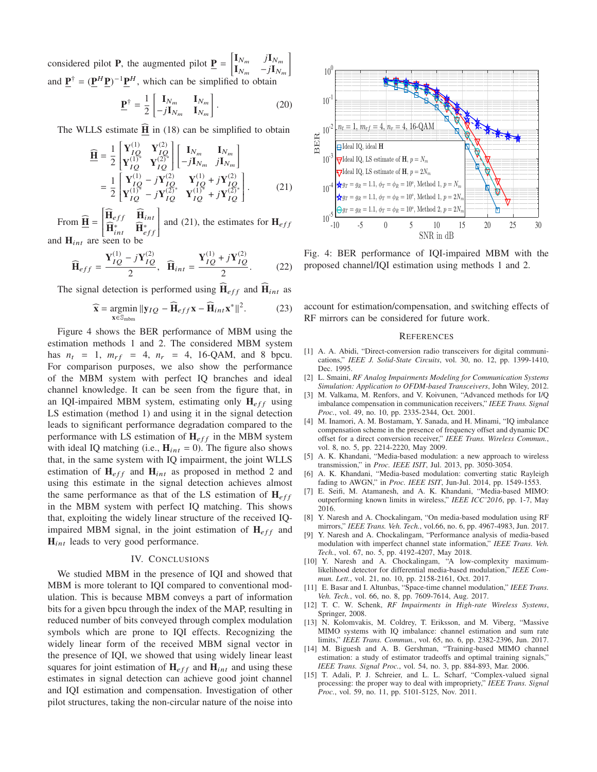considered pilot $\mathbf{P}$, the augmented pilot $\underline{\mathbf{P}} = \begin{bmatrix} \mathbf{I}_{N_m} & j\mathbf{I}_{N_m} \\ \mathbf{I}_{N_m} & -j\mathbf{I}_{N_m} \end{bmatrix}$ and $\underline{\mathbf{P}}^{\dagger} = (\underline{\mathbf{P}}^H \underline{\mathbf{P}})^{-1} \underline{\mathbf{P}}^H$, which can be simplified to obtain

$$\underline{\mathbf{P}}^{\dagger} = \frac{1}{2} \begin{bmatrix} \mathbf{I}_{N_m} & \mathbf{I}_{N_m} \\ -j\mathbf{I}_{N_m} & \mathbf{I}_{N_m} \end{bmatrix}. \tag{20}$$

The WLLS estimate $\widehat{\underline{\mathbf{H}}}$ in (18) can be simplified to obtain

$$\begin{aligned} \widehat{\underline{\mathbf{H}}} &= \frac{1}{2} \begin{bmatrix} \mathbf{Y}_{IQ}^{(1)} & \mathbf{Y}_{IQ}^{(2)} \\ \mathbf{Y}_{IQ}^{(1)^*} & \mathbf{Y}_{IQ}^{(2)^*} \end{bmatrix} \begin{bmatrix} \mathbf{I}_{N_m} & \mathbf{I}_{N_m} \\ -j\mathbf{I}_{N_m} & j\mathbf{I}_{N_m} \end{bmatrix} \\ &= \frac{1}{2} \begin{bmatrix} \mathbf{Y}_{IQ}^{(1)} - j\mathbf{Y}_{IQ}^{(2)} & \mathbf{Y}_{IQ}^{(1)} + j\mathbf{Y}_{IQ}^{(2)} \\ \mathbf{Y}_{IQ}^{(1)^*} - j\mathbf{Y}_{IQ}^{(2)^*} & \mathbf{Y}_{IQ}^{(1)^*} + j\mathbf{Y}_{IQ}^{(2)^*} \end{bmatrix}. \end{aligned} \tag{21}$$

From $\widehat{\underline{\mathbf{H}}} = \begin{bmatrix} \widehat{\mathbf{H}}_{eff} & \widehat{\mathbf{H}}_{int} \\ \widehat{\mathbf{H}}_{int}^* & \widehat{\mathbf{H}}_{eff}^* \end{bmatrix}$ and (21), the estimates for $\mathbf{H}_{eff}$ and $\mathbf{H}_{int}$ are seen to be

$$\widehat{\mathbf{H}}_{eff} = \frac{\mathbf{Y}_{IQ}^{(1)} - j\mathbf{Y}_{IQ}^{(2)}}{2}, \quad \widehat{\mathbf{H}}_{int} = \frac{\mathbf{Y}_{IQ}^{(1)} + j\mathbf{Y}_{IQ}^{(2)}}{2}. \tag{22}$$

The signal detection is performed using $\widehat{\mathbf{H}}_{eff}$ and $\widehat{\mathbf{H}}_{int}$ as

$$\widehat{\mathbf{x}} = \underset{\mathbf{x} \in \mathbb{S}_{\text{mbm}}}{\text{argmin}} \, \|\mathbf{y}_{IQ} - \widehat{\mathbf{H}}_{eff}\mathbf{x} - \widehat{\mathbf{H}}_{int}\mathbf{x}^*\|^2. \tag{23}$$

Figure 4 shows the BER performance of MBM using the estimation methods 1 and 2. The considered MBM system has $n_t = 1$, $m_{rf} = 4$, $n_r = 4$, 16-QAM, and 8 bpcu. For comparison purposes, we also show the performance of the MBM system with perfect IQ branches and ideal channel knowledge. It can be seen from the figure that, in an IQI-impaired MBM system, estimating only $\mathbf{H}_{eff}$ using LS estimation (method 1) and using it in the signal detection leads to significant performance degradation compared to the performance with LS estimation of $\mathbf{H}_{eff}$ in the MBM system with ideal IQ matching (i.e., $\mathbf{H}_{int} = 0$). The figure also shows that, in the same system with IQ impairment, the joint WLLS estimation of $\mathbf{H}_{eff}$ and $\mathbf{H}_{int}$ as proposed in method 2 and using this estimate in the signal detection achieves almost the same performance as that of the LS estimation of $\mathbf{H}_{eff}$ in the MBM system with perfect IQ matching. This shows that, exploiting the widely linear structure of the received IQ-impaired MBM signal, in the joint estimation of $\mathbf{H}_{eff}$ and $\mathbf{H}_{int}$ leads to very good performance.

## IV. Conclusions

We studied MBM in the presence of IQI and showed that MBM is more tolerant to IQI compared to conventional modulation. This is because MBM conveys a part of information bits for a given bpcu through the index of the MAP, resulting in reduced number of bits conveyed through complex modulation symbols which are prone to IQI effects. Recognizing the widely linear form of the received MBM signal vector in the presence of IQI, we showed that using widely linear least squares for joint estimation of $\mathbf{H}_{eff}$ and $\mathbf{H}_{int}$ and using these estimates in signal detection can achieve good joint channel and IQI estimation and compensation. Investigation of other pilot structures, taking the non-circular nature of the noise into account for estimation/compensation, and switching effects of RF mirrors can be considered for future work.

$n_t = 1$, $m_{rf} = 4$, $n_r = 4$, 16-QAM

BER

SNR in dB

Ideal IQ, ideal H

Ideal IQ, LS estimate of H, $p = N_m$

Ideal IQ, LS estimate of H, $p = 2N_m$

$g_T = g_R = 1.1$, $\phi_T = \phi_R = 10^o$, Method 1, $p = N_m$

$g_T = g_R = 1.1$, $\phi_T = \phi_R = 10^o$, Method 1, $p = 2N_m$

$g_T = g_R = 1.1$, $\phi_T = \phi_R = 10^o$, Method 2, $p = 2N_m$

$10^0$, $10^{-1}$, $10^{-2}$, $10^{-3}$, $10^{-4}$, $10^{-5}$

-10, -5, 0, 5, 10, 15, 20, 25, 30

Fig. 4: BER performance of IQI-impaired MBM with the proposed channel/IQI estimation using methods 1 and 2.

## References

[1] A. A. Abidi, "Direct-conversion radio transceivers for digital communications," *IEEE J. Solid-State Circuits*, vol. 30, no. 12, pp. 1399-1410, Dec. 1995.

[2] L. Smaini, *RF Analog Impairments Modeling for Communication Systems Simulation: Application to OFDM-based Transceivers*, John Wiley, 2012.

[3] M. Valkama, M. Renfors, and V. Koivunen, "Advanced methods for I/Q imbalance compensation in communication receivers," *IEEE Trans. Signal Proc.*, vol. 49, no. 10, pp. 2335-2344, Oct. 2001.

[4] M. Inamori, A. M. Bostamam, Y. Sanada, and H. Minami, "IQ imbalance compensation scheme in the presence of frequency offset and dynamic DC offset for a direct conversion receiver," *IEEE Trans. Wireless Commun.*, vol. 8, no. 5, pp. 2214-2220, May 2009.

[5] A. K. Khandani, "Media-based modulation: a new approach to wireless transmission," in *Proc. IEEE ISIT*, Jul. 2013, pp. 3050-3054.

[6] A. K. Khandani, "Media-based modulation: converting static Rayleigh fading to AWGN," in *Proc. IEEE ISIT*, Jun-Jul. 2014, pp. 1549-1553.

[7] E. Seifi, M. Atamanesh, and A. K. Khandani, "Media-based MIMO: outperforming known limits in wireless," *IEEE ICC'2016*, pp. 1-7, May 2016.

[8] Y. Naresh and A. Chockalingam, "On media-based modulation using RF mirrors," *IEEE Trans. Veh. Tech.*, vol.66, no. 6, pp. 4967-4983, Jun. 2017.

[9] Y. Naresh and A. Chockalingam, "Performance analysis of media-based modulation with imperfect channel state information," *IEEE Trans. Veh. Tech.*, vol. 67, no. 5, pp. 4192-4207, May 2018.

[10] Y. Naresh and A. Chockalingam, "A low-complexity maximum-likelihood detector for differential media-based modulation," *IEEE Commun. Lett.*, vol. 21, no. 10, pp. 2158-2161, Oct. 2017.

[11] E. Basar and I. Altunbas, "Space-time channel modulation," *IEEE Trans. Veh. Tech.*, vol. 66, no. 8, pp. 7609-7614, Aug. 2017.

[12] T. C. W. Schenk, *RF Impairments in High-rate Wireless Systems*, Springer, 2008.

[13] N. Kolomvakis, M. Coldrey, T. Eriksson, and M. Viberg, "Massive MIMO systems with IQ imbalance: channel estimation and sum rate limits," *IEEE Trans. Commun.*, vol. 65, no. 6, pp. 2382-2396, Jun. 2017.

[14] M. Biguesh and A. B. Gershman, "Training-based MIMO channel estimation: a study of estimator tradeoffs and optimal training signals," *IEEE Trans. Signal Proc.*, vol. 54, no. 3, pp. 884-893, Mar. 2006.

[15] T. Adali, P. J. Schreier, and L. L. Scharf, "Complex-valued signal processing: the proper way to deal with impropriety," *IEEE Trans. Signal Proc.*, vol. 59, no. 11, pp. 5101-5125, Nov. 2011.